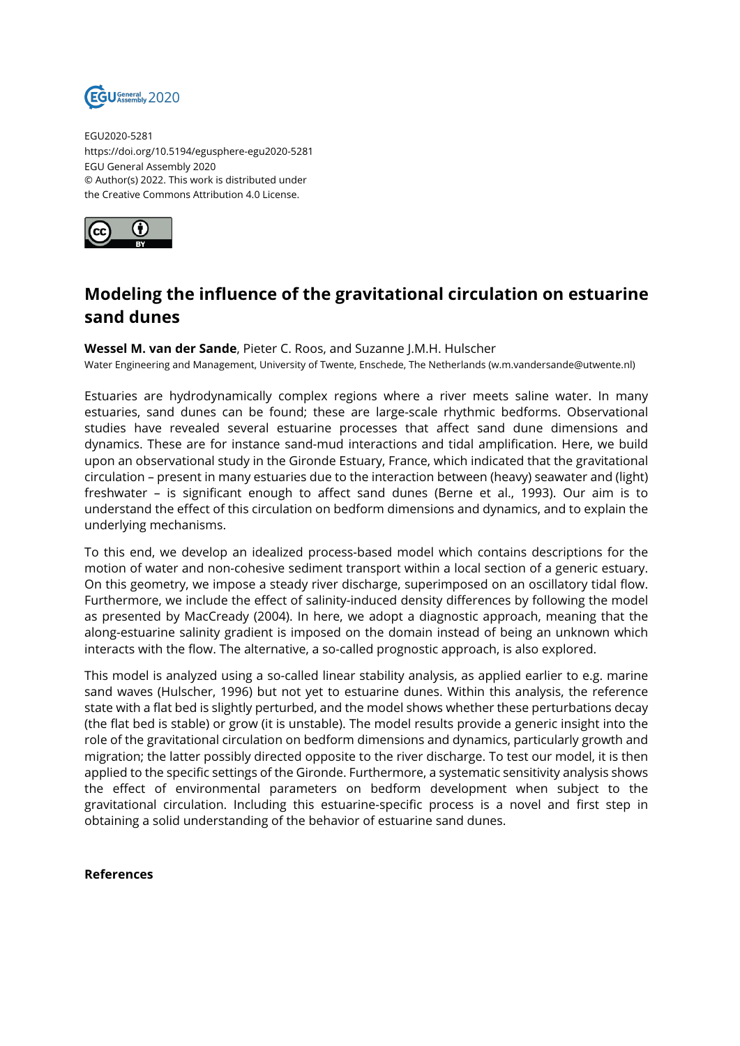EGU2020-5281
https://doi.org/10.5194/egusphere-egu2020-5281
EGU General Assembly 2020
© Author(s) 2022. This work is distributed under
the Creative Commons Attribution 4.0 License.

# Modeling the influence of the gravitational circulation on estuarine sand dunes

**Wessel M. van der Sande**, Pieter C. Roos, and Suzanne J.M.H. Hulscher
Water Engineering and Management, University of Twente, Enschede, The Netherlands (w.m.vandersande@utwente.nl)

Estuaries are hydrodynamically complex regions where a river meets saline water. In many estuaries, sand dunes can be found; these are large-scale rhythmic bedforms. Observational studies have revealed several estuarine processes that affect sand dune dimensions and dynamics. These are for instance sand-mud interactions and tidal amplification. Here, we build upon an observational study in the Gironde Estuary, France, which indicated that the gravitational circulation – present in many estuaries due to the interaction between (heavy) seawater and (light) freshwater – is significant enough to affect sand dunes (Berne et al., 1993). Our aim is to understand the effect of this circulation on bedform dimensions and dynamics, and to explain the underlying mechanisms.

To this end, we develop an idealized process-based model which contains descriptions for the motion of water and non-cohesive sediment transport within a local section of a generic estuary. On this geometry, we impose a steady river discharge, superimposed on an oscillatory tidal flow. Furthermore, we include the effect of salinity-induced density differences by following the model as presented by MacCready (2004). In here, we adopt a diagnostic approach, meaning that the along-estuarine salinity gradient is imposed on the domain instead of being an unknown which interacts with the flow. The alternative, a so-called prognostic approach, is also explored.

This model is analyzed using a so-called linear stability analysis, as applied earlier to e.g. marine sand waves (Hulscher, 1996) but not yet to estuarine dunes. Within this analysis, the reference state with a flat bed is slightly perturbed, and the model shows whether these perturbations decay (the flat bed is stable) or grow (it is unstable). The model results provide a generic insight into the role of the gravitational circulation on bedform dimensions and dynamics, particularly growth and migration; the latter possibly directed opposite to the river discharge. To test our model, it is then applied to the specific settings of the Gironde. Furthermore, a systematic sensitivity analysis shows the effect of environmental parameters on bedform development when subject to the gravitational circulation. Including this estuarine-specific process is a novel and first step in obtaining a solid understanding of the behavior of estuarine sand dunes.

**References**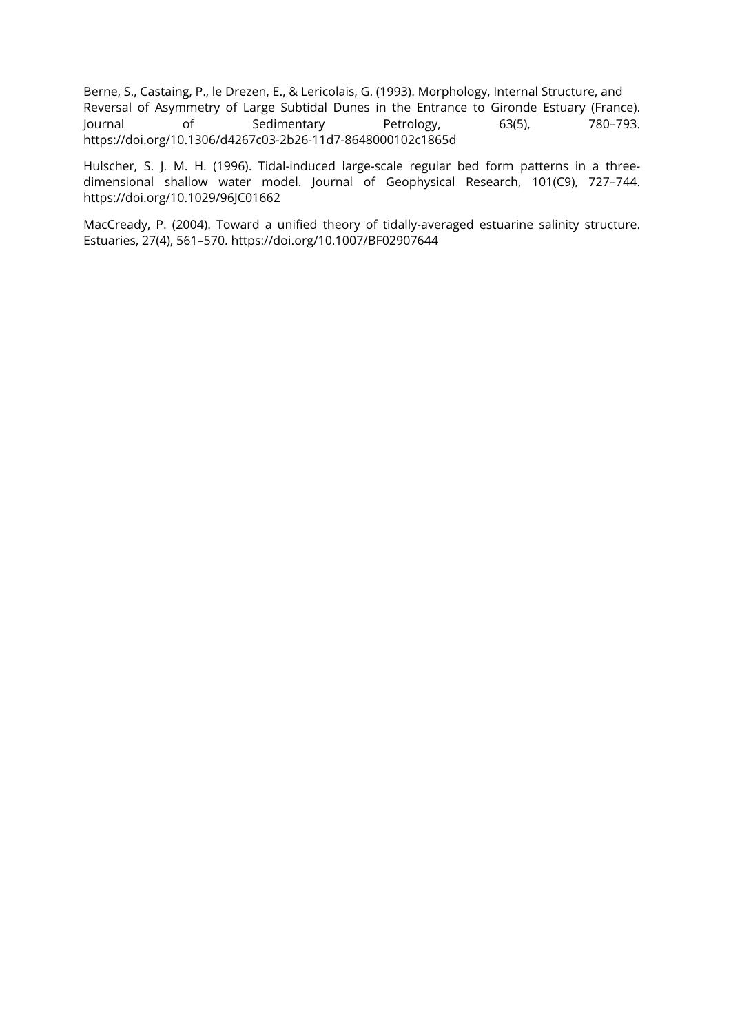Berne, S., Castaing, P., le Drezen, E., & Lericolais, G. (1993). Morphology, Internal Structure, and Reversal of Asymmetry of Large Subtidal Dunes in the Entrance to Gironde Estuary (France). Journal of Sedimentary Petrology, 63(5), 780–793. https://doi.org/10.1306/d4267c03-2b26-11d7-8648000102c1865d

Hulscher, S. J. M. H. (1996). Tidal-induced large-scale regular bed form patterns in a three-dimensional shallow water model. Journal of Geophysical Research, 101(C9), 727–744. https://doi.org/10.1029/96JC01662

MacCready, P. (2004). Toward a unified theory of tidally-averaged estuarine salinity structure. Estuaries, 27(4), 561–570. https://doi.org/10.1007/BF02907644